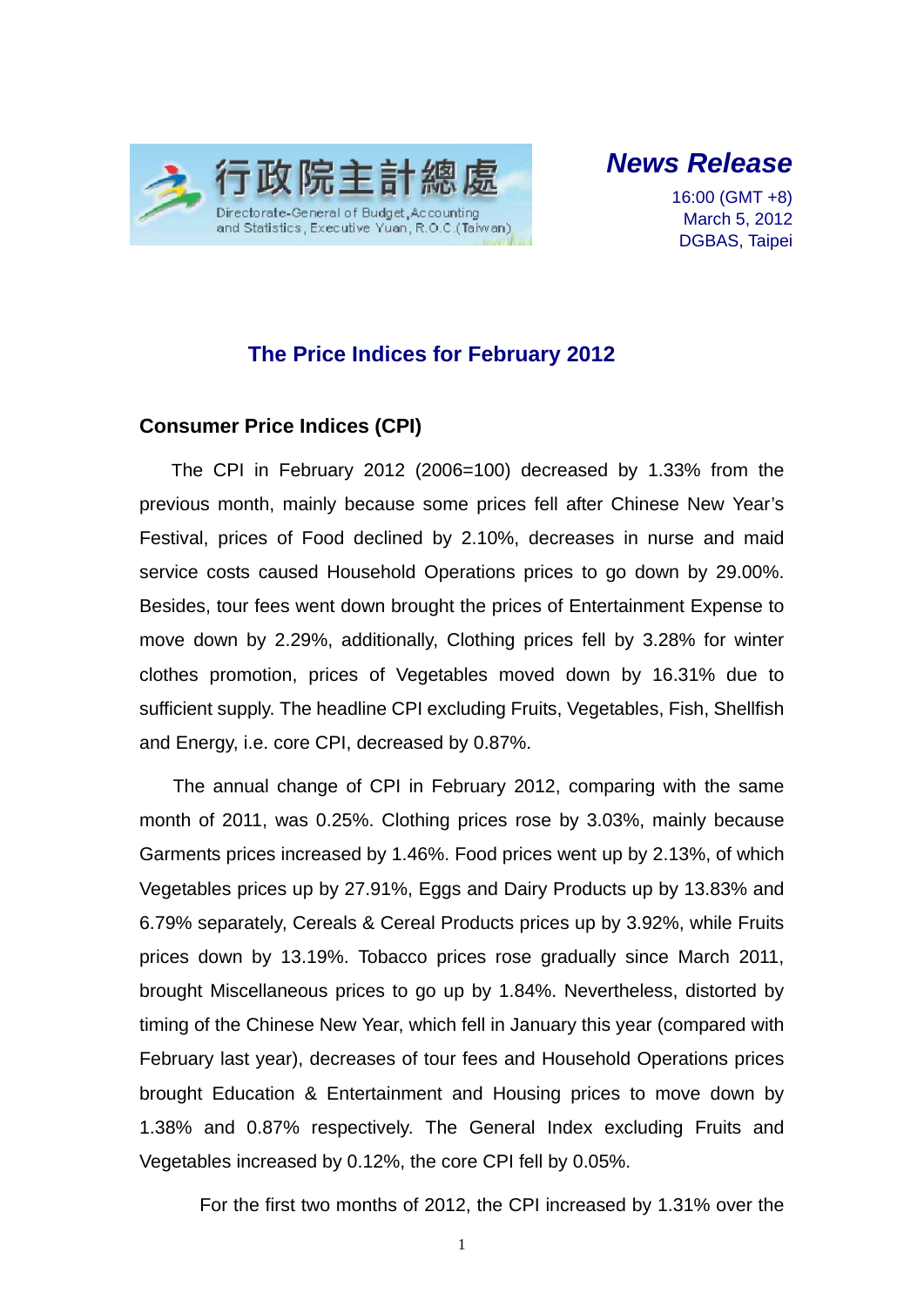行政院主計總處
Directorate-General of Budget, Accounting and Statistics, Executive Yuan, R.O.C.(Taiwan)

*News Release*

16:00 (GMT +8)
March 5, 2012
DGBAS, Taipei

# The Price Indices for February 2012

## Consumer Price Indices (CPI)

The CPI in February 2012 (2006=100) decreased by 1.33% from the previous month, mainly because some prices fell after Chinese New Year's Festival, prices of Food declined by 2.10%, decreases in nurse and maid service costs caused Household Operations prices to go down by 29.00%. Besides, tour fees went down brought the prices of Entertainment Expense to move down by 2.29%, additionally, Clothing prices fell by 3.28% for winter clothes promotion, prices of Vegetables moved down by 16.31% due to sufficient supply. The headline CPI excluding Fruits, Vegetables, Fish, Shellfish and Energy, i.e. core CPI, decreased by 0.87%.

The annual change of CPI in February 2012, comparing with the same month of 2011, was 0.25%. Clothing prices rose by 3.03%, mainly because Garments prices increased by 1.46%. Food prices went up by 2.13%, of which Vegetables prices up by 27.91%, Eggs and Dairy Products up by 13.83% and 6.79% separately, Cereals & Cereal Products prices up by 3.92%, while Fruits prices down by 13.19%. Tobacco prices rose gradually since March 2011, brought Miscellaneous prices to go up by 1.84%. Nevertheless, distorted by timing of the Chinese New Year, which fell in January this year (compared with February last year), decreases of tour fees and Household Operations prices brought Education & Entertainment and Housing prices to move down by 1.38% and 0.87% respectively. The General Index excluding Fruits and Vegetables increased by 0.12%, the core CPI fell by 0.05%.

For the first two months of 2012, the CPI increased by 1.31% over the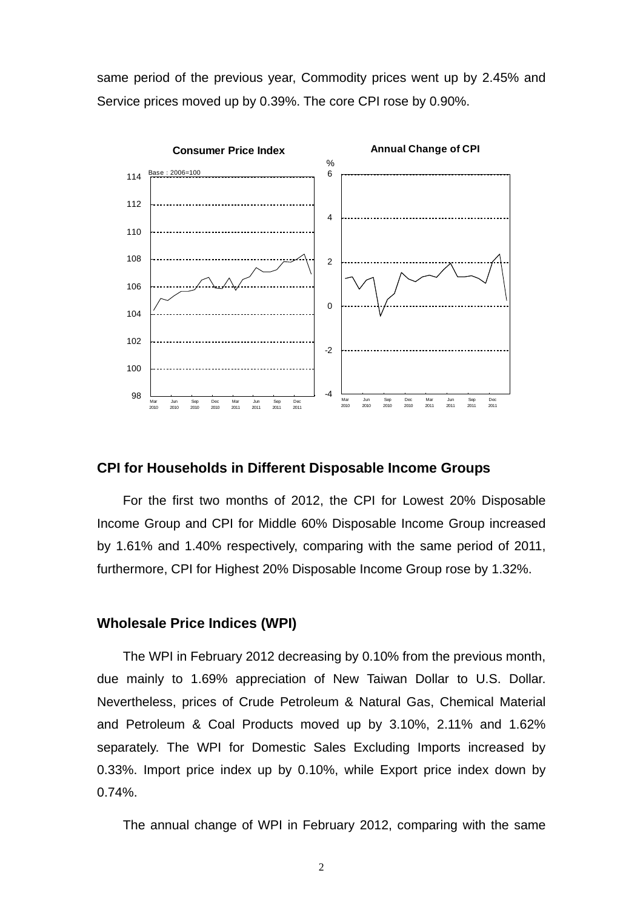same period of the previous year, Commodity prices went up by 2.45% and Service prices moved up by 0.39%. The core CPI rose by 0.90%.

## CPI for Households in Different Disposable Income Groups

For the first two months of 2012, the CPI for Lowest 20% Disposable Income Group and CPI for Middle 60% Disposable Income Group increased by 1.61% and 1.40% respectively, comparing with the same period of 2011, furthermore, CPI for Highest 20% Disposable Income Group rose by 1.32%.

## Wholesale Price Indices (WPI)

The WPI in February 2012 decreasing by 0.10% from the previous month, due mainly to 1.69% appreciation of New Taiwan Dollar to U.S. Dollar. Nevertheless, prices of Crude Petroleum & Natural Gas, Chemical Material and Petroleum & Coal Products moved up by 3.10%, 2.11% and 1.62% separately. The WPI for Domestic Sales Excluding Imports increased by 0.33%. Import price index up by 0.10%, while Export price index down by 0.74%.

The annual change of WPI in February 2012, comparing with the same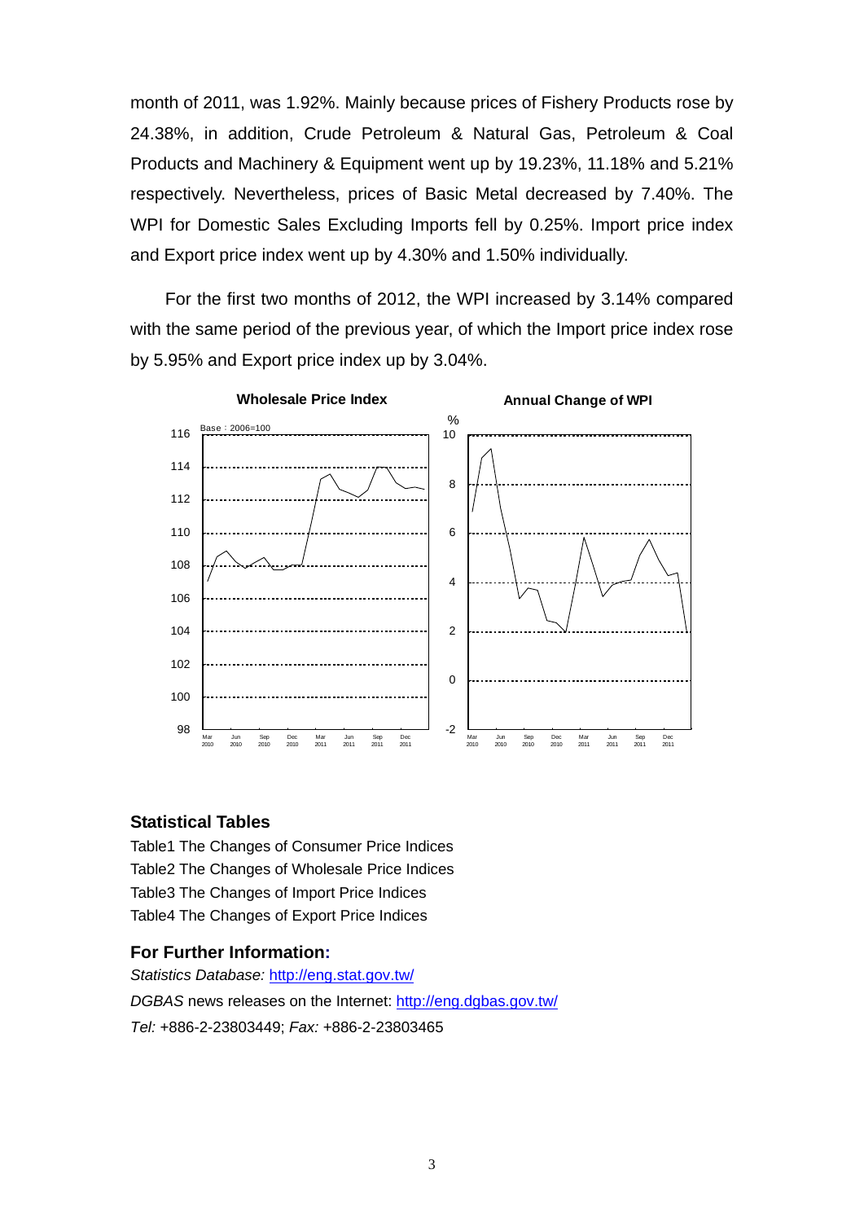month of 2011, was 1.92%. Mainly because prices of Fishery Products rose by 24.38%, in addition, Crude Petroleum & Natural Gas, Petroleum & Coal Products and Machinery & Equipment went up by 19.23%, 11.18% and 5.21% respectively. Nevertheless, prices of Basic Metal decreased by 7.40%. The WPI for Domestic Sales Excluding Imports fell by 0.25%. Import price index and Export price index went up by 4.30% and 1.50% individually.

For the first two months of 2012, the WPI increased by 3.14% compared with the same period of the previous year, of which the Import price index rose by 5.95% and Export price index up by 3.04%.

**Wholesale Price Index** | **Annual Change of WPI**

## Statistical Tables

Table1 The Changes of Consumer Price Indices
Table2 The Changes of Wholesale Price Indices
Table3 The Changes of Import Price Indices
Table4 The Changes of Export Price Indices

### For Further Information:

*Statistics Database:* http://eng.stat.gov.tw/
*DGBAS* news releases on the Internet: http://eng.dgbas.gov.tw/
*Tel:* +886-2-23803449; *Fax:* +886-2-23803465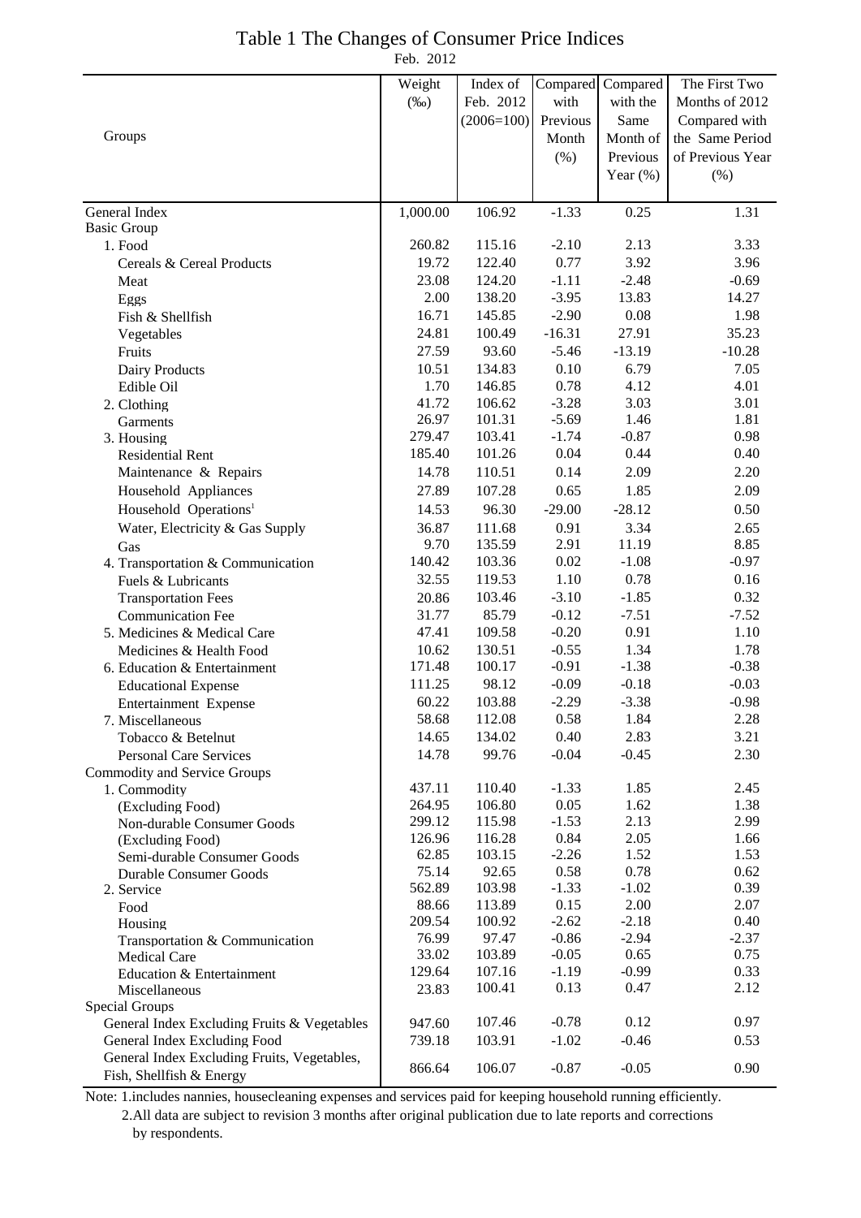# Table 1 The Changes of Consumer Price Indices

Feb. 2012

| Groups | Weight (‰) | Index of Feb. 2012 (2006=100) | Compared with Previous Month (%) | Compared with the Same Month of Previous Year (%) | The First Two Months of 2012 Compared with the Same Period of Previous Year (%) |
|---|---|---|---|---|---|
| General Index | 1,000.00 | 106.92 | -1.33 | 0.25 | 1.31 |
| Basic Group | | | | | |
| 1. Food | 260.82 | 115.16 | -2.10 | 2.13 | 3.33 |
| Cereals & Cereal Products | 19.72 | 122.40 | 0.77 | 3.92 | 3.96 |
| Meat | 23.08 | 124.20 | -1.11 | -2.48 | -0.69 |
| Eggs | 2.00 | 138.20 | -3.95 | 13.83 | 14.27 |
| Fish & Shellfish | 16.71 | 145.85 | -2.90 | 0.08 | 1.98 |
| Vegetables | 24.81 | 100.49 | -16.31 | 27.91 | 35.23 |
| Fruits | 27.59 | 93.60 | -5.46 | -13.19 | -10.28 |
| Dairy Products | 10.51 | 134.83 | 0.10 | 6.79 | 7.05 |
| Edible Oil | 1.70 | 146.85 | 0.78 | 4.12 | 4.01 |
| 2. Clothing | 41.72 | 106.62 | -3.28 | 3.03 | 3.01 |
| Garments | 26.97 | 101.31 | -5.69 | 1.46 | 1.81 |
| 3. Housing | 279.47 | 103.41 | -1.74 | -0.87 | 0.98 |
| Residential Rent | 185.40 | 101.26 | 0.04 | 0.44 | 0.40 |
| Maintenance & Repairs | 14.78 | 110.51 | 0.14 | 2.09 | 2.20 |
| Household Appliances | 27.89 | 107.28 | 0.65 | 1.85 | 2.09 |
| Household Operations[1] | 14.53 | 96.30 | -29.00 | -28.12 | 0.50 |
| Water, Electricity & Gas Supply | 36.87 | 111.68 | 0.91 | 3.34 | 2.65 |
| Gas | 9.70 | 135.59 | 2.91 | 11.19 | 8.85 |
| 4. Transportation & Communication | 140.42 | 103.36 | 0.02 | -1.08 | -0.97 |
| Fuels & Lubricants | 32.55 | 119.53 | 1.10 | 0.78 | 0.16 |
| Transportation Fees | 20.86 | 103.46 | -3.10 | -1.85 | 0.32 |
| Communication Fee | 31.77 | 85.79 | -0.12 | -7.51 | -7.52 |
| 5. Medicines & Medical Care | 47.41 | 109.58 | -0.20 | 0.91 | 1.10 |
| Medicines & Health Food | 10.62 | 130.51 | -0.55 | 1.34 | 1.78 |
| 6. Education & Entertainment | 171.48 | 100.17 | -0.91 | -1.38 | -0.38 |
| Educational Expense | 111.25 | 98.12 | -0.09 | -0.18 | -0.03 |
| Entertainment Expense | 60.22 | 103.88 | -2.29 | -3.38 | -0.98 |
| 7. Miscellaneous | 58.68 | 112.08 | 0.58 | 1.84 | 2.28 |
| Tobacco & Betelnut | 14.65 | 134.02 | 0.40 | 2.83 | 3.21 |
| Personal Care Services | 14.78 | 99.76 | -0.04 | -0.45 | 2.30 |
| Commodity and Service Groups | | | | | |
| 1. Commodity | 437.11 | 110.40 | -1.33 | 1.85 | 2.45 |
| (Excluding Food) | 264.95 | 106.80 | 0.05 | 1.62 | 1.38 |
| Non-durable Consumer Goods | 299.12 | 115.98 | -1.53 | 2.13 | 2.99 |
| (Excluding Food) | 126.96 | 116.28 | 0.84 | 2.05 | 1.66 |
| Semi-durable Consumer Goods | 62.85 | 103.15 | -2.26 | 1.52 | 1.53 |
| Durable Consumer Goods | 75.14 | 92.65 | 0.58 | 0.78 | 0.62 |
| 2. Service | 562.89 | 103.98 | -1.33 | -1.02 | 0.39 |
| Food | 88.66 | 113.89 | 0.15 | 2.00 | 2.07 |
| Housing | 209.54 | 100.92 | -2.62 | -2.18 | 0.40 |
| Transportation & Communication | 76.99 | 97.47 | -0.86 | -2.94 | -2.37 |
| Medical Care | 33.02 | 103.89 | -0.05 | 0.65 | 0.75 |
| Education & Entertainment | 129.64 | 107.16 | -1.19 | -0.99 | 0.33 |
| Miscellaneous | 23.83 | 100.41 | 0.13 | 0.47 | 2.12 |
| Special Groups | | | | | |
| General Index Excluding Fruits & Vegetables | 947.60 | 107.46 | -0.78 | 0.12 | 0.97 |
| General Index Excluding Food | 739.18 | 103.91 | -1.02 | -0.46 | 0.53 |
| General Index Excluding Fruits, Vegetables, Fish, Shellfish & Energy | 866.64 | 106.07 | -0.87 | -0.05 | 0.90 |

Note: 1.includes nannies, housecleaning expenses and services paid for keeping household running efficiently.
2.All data are subject to revision 3 months after original publication due to late reports and corrections by respondents.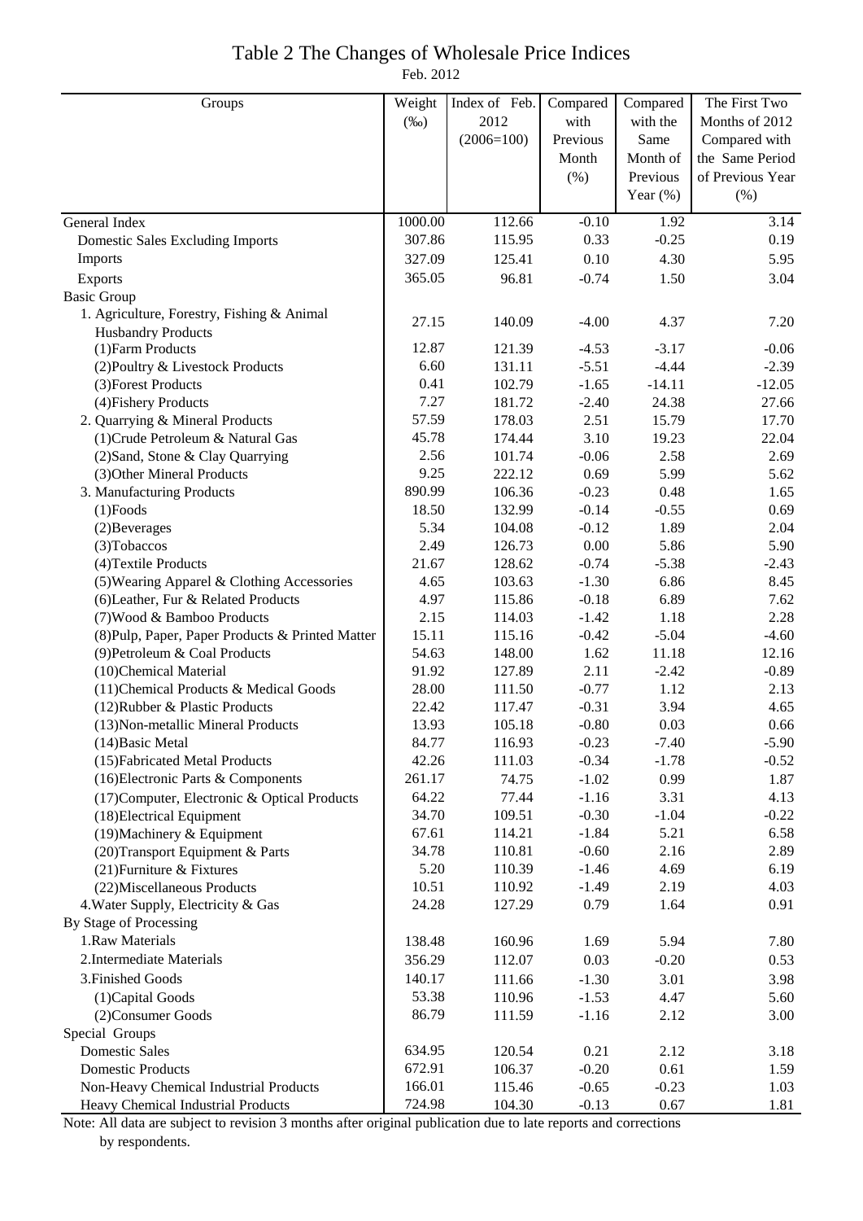# Table 2 The Changes of Wholesale Price Indices

Feb. 2012

| Groups | Weight (‰) | Index of Feb. 2012 (2006=100) | Compared with Previous Month (%) | Compared with the Same Month of Previous Year (%) | The First Two Months of 2012 Compared with the Same Period of Previous Year (%) |
|---|---|---|---|---|---|
| General Index | 1000.00 | 112.66 | -0.10 | 1.92 | 3.14 |
| Domestic Sales Excluding Imports | 307.86 | 115.95 | 0.33 | -0.25 | 0.19 |
| Imports | 327.09 | 125.41 | 0.10 | 4.30 | 5.95 |
| Exports | 365.05 | 96.81 | -0.74 | 1.50 | 3.04 |
| Basic Group | | | | | |
| 1. Agriculture, Forestry, Fishing & Animal Husbandry Products | 27.15 | 140.09 | -4.00 | 4.37 | 7.20 |
| (1)Farm Products | 12.87 | 121.39 | -4.53 | -3.17 | -0.06 |
| (2)Poultry & Livestock Products | 6.60 | 131.11 | -5.51 | -4.44 | -2.39 |
| (3)Forest Products | 0.41 | 102.79 | -1.65 | -14.11 | -12.05 |
| (4)Fishery Products | 7.27 | 181.72 | -2.40 | 24.38 | 27.66 |
| 2. Quarrying & Mineral Products | 57.59 | 178.03 | 2.51 | 15.79 | 17.70 |
| (1)Crude Petroleum & Natural Gas | 45.78 | 174.44 | 3.10 | 19.23 | 22.04 |
| (2)Sand, Stone & Clay Quarrying | 2.56 | 101.74 | -0.06 | 2.58 | 2.69 |
| (3)Other Mineral Products | 9.25 | 222.12 | 0.69 | 5.99 | 5.62 |
| 3. Manufacturing Products | 890.99 | 106.36 | -0.23 | 0.48 | 1.65 |
| (1)Foods | 18.50 | 132.99 | -0.14 | -0.55 | 0.69 |
| (2)Beverages | 5.34 | 104.08 | -0.12 | 1.89 | 2.04 |
| (3)Tobaccos | 2.49 | 126.73 | 0.00 | 5.86 | 5.90 |
| (4)Textile Products | 21.67 | 128.62 | -0.74 | -5.38 | -2.43 |
| (5)Wearing Apparel & Clothing Accessories | 4.65 | 103.63 | -1.30 | 6.86 | 8.45 |
| (6)Leather, Fur & Related Products | 4.97 | 115.86 | -0.18 | 6.89 | 7.62 |
| (7)Wood & Bamboo Products | 2.15 | 114.03 | -1.42 | 1.18 | 2.28 |
| (8)Pulp, Paper, Paper Products & Printed Matter | 15.11 | 115.16 | -0.42 | -5.04 | -4.60 |
| (9)Petroleum & Coal Products | 54.63 | 148.00 | 1.62 | 11.18 | 12.16 |
| (10)Chemical Material | 91.92 | 127.89 | 2.11 | -2.42 | -0.89 |
| (11)Chemical Products & Medical Goods | 28.00 | 111.50 | -0.77 | 1.12 | 2.13 |
| (12)Rubber & Plastic Products | 22.42 | 117.47 | -0.31 | 3.94 | 4.65 |
| (13)Non-metallic Mineral Products | 13.93 | 105.18 | -0.80 | 0.03 | 0.66 |
| (14)Basic Metal | 84.77 | 116.93 | -0.23 | -7.40 | -5.90 |
| (15)Fabricated Metal Products | 42.26 | 111.03 | -0.34 | -1.78 | -0.52 |
| (16)Electronic Parts & Components | 261.17 | 74.75 | -1.02 | 0.99 | 1.87 |
| (17)Computer, Electronic & Optical Products | 64.22 | 77.44 | -1.16 | 3.31 | 4.13 |
| (18)Electrical Equipment | 34.70 | 109.51 | -0.30 | -1.04 | -0.22 |
| (19)Machinery & Equipment | 67.61 | 114.21 | -1.84 | 5.21 | 6.58 |
| (20)Transport Equipment & Parts | 34.78 | 110.81 | -0.60 | 2.16 | 2.89 |
| (21)Furniture & Fixtures | 5.20 | 110.39 | -1.46 | 4.69 | 6.19 |
| (22)Miscellaneous Products | 10.51 | 110.92 | -1.49 | 2.19 | 4.03 |
| 4.Water Supply, Electricity & Gas | 24.28 | 127.29 | 0.79 | 1.64 | 0.91 |
| By Stage of Processing | | | | | |
| 1.Raw Materials | 138.48 | 160.96 | 1.69 | 5.94 | 7.80 |
| 2.Intermediate Materials | 356.29 | 112.07 | 0.03 | -0.20 | 0.53 |
| 3.Finished Goods | 140.17 | 111.66 | -1.30 | 3.01 | 3.98 |
| (1)Capital Goods | 53.38 | 110.96 | -1.53 | 4.47 | 5.60 |
| (2)Consumer Goods | 86.79 | 111.59 | -1.16 | 2.12 | 3.00 |
| Special Groups | | | | | |
| Domestic Sales | 634.95 | 120.54 | 0.21 | 2.12 | 3.18 |
| Domestic Products | 672.91 | 106.37 | -0.20 | 0.61 | 1.59 |
| Non-Heavy Chemical Industrial Products | 166.01 | 115.46 | -0.65 | -0.23 | 1.03 |
| Heavy Chemical Industrial Products | 724.98 | 104.30 | -0.13 | 0.67 | 1.81 |

Note: All data are subject to revision 3 months after original publication due to late reports and corrections by respondents.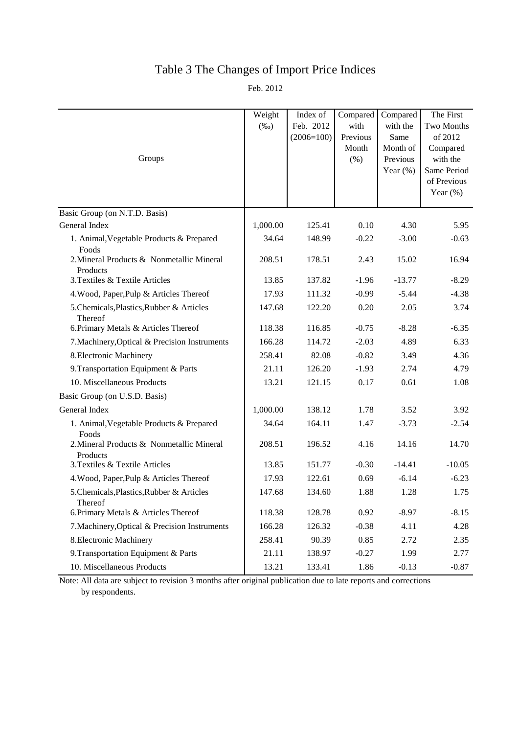# Table 3 The Changes of Import Price Indices

Feb. 2012

| Groups | Weight (‰) | Index of Feb. 2012 (2006=100) | Compared with Previous Month (%) | Compared with the Same Month of Previous Year (%) | The First Two Months of 2012 Compared with the Same Period of Previous Year (%) |
|---|---|---|---|---|---|
| Basic Group (on N.T.D. Basis) | | | | | |
| General Index | 1,000.00 | 125.41 | 0.10 | 4.30 | 5.95 |
| 1. Animal,Vegetable Products & Prepared Foods | 34.64 | 148.99 | -0.22 | -3.00 | -0.63 |
| 2.Mineral Products & Nonmetallic Mineral Products | 208.51 | 178.51 | 2.43 | 15.02 | 16.94 |
| 3.Textiles & Textile Articles | 13.85 | 137.82 | -1.96 | -13.77 | -8.29 |
| 4.Wood, Paper,Pulp & Articles Thereof | 17.93 | 111.32 | -0.99 | -5.44 | -4.38 |
| 5.Chemicals,Plastics,Rubber & Articles Thereof | 147.68 | 122.20 | 0.20 | 2.05 | 3.74 |
| 6.Primary Metals & Articles Thereof | 118.38 | 116.85 | -0.75 | -8.28 | -6.35 |
| 7.Machinery,Optical & Precision Instruments | 166.28 | 114.72 | -2.03 | 4.89 | 6.33 |
| 8.Electronic Machinery | 258.41 | 82.08 | -0.82 | 3.49 | 4.36 |
| 9.Transportation Equipment & Parts | 21.11 | 126.20 | -1.93 | 2.74 | 4.79 |
| 10. Miscellaneous Products | 13.21 | 121.15 | 0.17 | 0.61 | 1.08 |
| Basic Group (on U.S.D. Basis) | | | | | |
| General Index | 1,000.00 | 138.12 | 1.78 | 3.52 | 3.92 |
| 1. Animal,Vegetable Products & Prepared Foods | 34.64 | 164.11 | 1.47 | -3.73 | -2.54 |
| 2.Mineral Products & Nonmetallic Mineral Products | 208.51 | 196.52 | 4.16 | 14.16 | 14.70 |
| 3.Textiles & Textile Articles | 13.85 | 151.77 | -0.30 | -14.41 | -10.05 |
| 4.Wood, Paper,Pulp & Articles Thereof | 17.93 | 122.61 | 0.69 | -6.14 | -6.23 |
| 5.Chemicals,Plastics,Rubber & Articles Thereof | 147.68 | 134.60 | 1.88 | 1.28 | 1.75 |
| 6.Primary Metals & Articles Thereof | 118.38 | 128.78 | 0.92 | -8.97 | -8.15 |
| 7.Machinery,Optical & Precision Instruments | 166.28 | 126.32 | -0.38 | 4.11 | 4.28 |
| 8.Electronic Machinery | 258.41 | 90.39 | 0.85 | 2.72 | 2.35 |
| 9.Transportation Equipment & Parts | 21.11 | 138.97 | -0.27 | 1.99 | 2.77 |
| 10. Miscellaneous Products | 13.21 | 133.41 | 1.86 | -0.13 | -0.87 |

Note: All data are subject to revision 3 months after original publication due to late reports and corrections by respondents.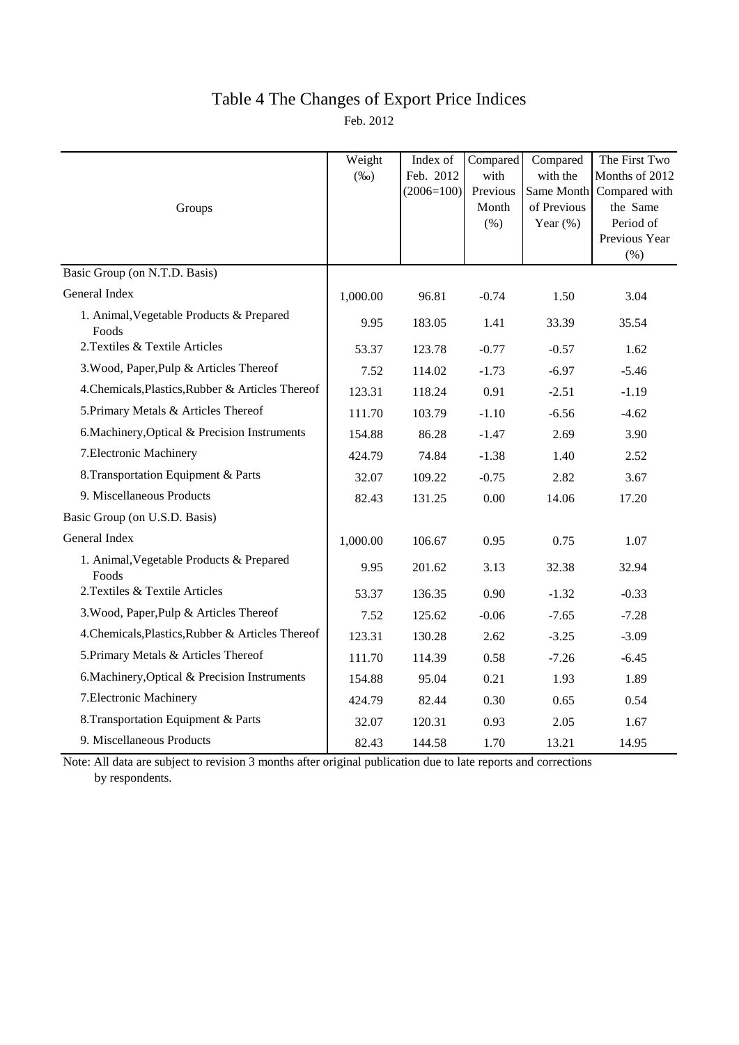# Table 4 The Changes of Export Price Indices

Feb. 2012

| Groups | Weight (‰) | Index of Feb. 2012 (2006=100) | Compared with Previous Month (%) | Compared with the Same Month of Previous Year (%) | The First Two Months of 2012 Compared with the Same Period of Previous Year (%) |
|---|---|---|---|---|---|
| Basic Group (on N.T.D. Basis) | | | | | |
| General Index | 1,000.00 | 96.81 | -0.74 | 1.50 | 3.04 |
| 1. Animal,Vegetable Products & Prepared Foods | 9.95 | 183.05 | 1.41 | 33.39 | 35.54 |
| 2.Textiles & Textile Articles | 53.37 | 123.78 | -0.77 | -0.57 | 1.62 |
| 3.Wood, Paper,Pulp & Articles Thereof | 7.52 | 114.02 | -1.73 | -6.97 | -5.46 |
| 4.Chemicals,Plastics,Rubber & Articles Thereof | 123.31 | 118.24 | 0.91 | -2.51 | -1.19 |
| 5.Primary Metals & Articles Thereof | 111.70 | 103.79 | -1.10 | -6.56 | -4.62 |
| 6.Machinery,Optical & Precision Instruments | 154.88 | 86.28 | -1.47 | 2.69 | 3.90 |
| 7.Electronic Machinery | 424.79 | 74.84 | -1.38 | 1.40 | 2.52 |
| 8.Transportation Equipment & Parts | 32.07 | 109.22 | -0.75 | 2.82 | 3.67 |
| 9. Miscellaneous Products | 82.43 | 131.25 | 0.00 | 14.06 | 17.20 |
| Basic Group (on U.S.D. Basis) | | | | | |
| General Index | 1,000.00 | 106.67 | 0.95 | 0.75 | 1.07 |
| 1. Animal,Vegetable Products & Prepared Foods | 9.95 | 201.62 | 3.13 | 32.38 | 32.94 |
| 2.Textiles & Textile Articles | 53.37 | 136.35 | 0.90 | -1.32 | -0.33 |
| 3.Wood, Paper,Pulp & Articles Thereof | 7.52 | 125.62 | -0.06 | -7.65 | -7.28 |
| 4.Chemicals,Plastics,Rubber & Articles Thereof | 123.31 | 130.28 | 2.62 | -3.25 | -3.09 |
| 5.Primary Metals & Articles Thereof | 111.70 | 114.39 | 0.58 | -7.26 | -6.45 |
| 6.Machinery,Optical & Precision Instruments | 154.88 | 95.04 | 0.21 | 1.93 | 1.89 |
| 7.Electronic Machinery | 424.79 | 82.44 | 0.30 | 0.65 | 0.54 |
| 8.Transportation Equipment & Parts | 32.07 | 120.31 | 0.93 | 2.05 | 1.67 |
| 9. Miscellaneous Products | 82.43 | 144.58 | 1.70 | 13.21 | 14.95 |

Note: All data are subject to revision 3 months after original publication due to late reports and corrections by respondents.